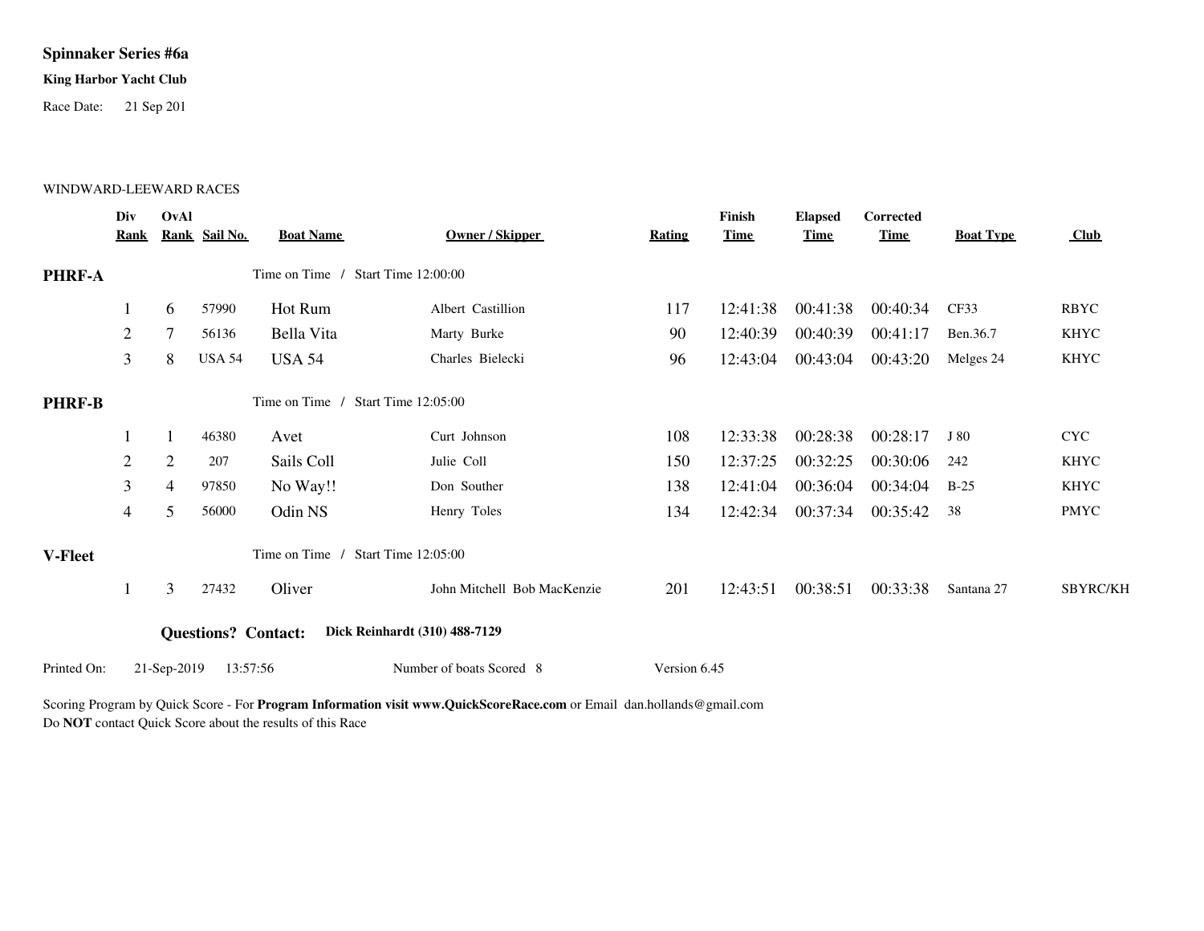**Spinnaker Series #6a**

**King Harbor Yacht Club**

Race Date: 21 Sep 201

WINDWARD-LEEWARD RACES

| | Div Rank | OvAl Rank | Sail No. | Boat Name | Owner / Skipper | Rating | Finish Time | Elapsed Time | Corrected Time | Boat Type | Club |
|---|---|---|---|---|---|---|---|---|---|---|---|
| **PHRF-A** | | | | Time on Time / Start Time 12:00:00 | | | | | | | |
| | 1 | 6 | 57990 | Hot Rum | Albert Castillion | 117 | 12:41:38 | 00:41:38 | 00:40:34 | CF33 | RBYC |
| | 2 | 7 | 56136 | Bella Vita | Marty Burke | 90 | 12:40:39 | 00:40:39 | 00:41:17 | Ben.36.7 | KHYC |
| | 3 | 8 | USA 54 | USA 54 | Charles Bielecki | 96 | 12:43:04 | 00:43:04 | 00:43:20 | Melges 24 | KHYC |
| **PHRF-B** | | | | Time on Time / Start Time 12:05:00 | | | | | | | |
| | 1 | 1 | 46380 | Avet | Curt Johnson | 108 | 12:33:38 | 00:28:38 | 00:28:17 | J 80 | CYC |
| | 2 | 2 | 207 | Sails Coll | Julie Coll | 150 | 12:37:25 | 00:32:25 | 00:30:06 | 242 | KHYC |
| | 3 | 4 | 97850 | No Way!! | Don Souther | 138 | 12:41:04 | 00:36:04 | 00:34:04 | B-25 | KHYC |
| | 4 | 5 | 56000 | Odin NS | Henry Toles | 134 | 12:42:34 | 00:37:34 | 00:35:42 | 38 | PMYC |
| **V-Fleet** | | | | Time on Time / Start Time 12:05:00 | | | | | | | |
| | 1 | 3 | 27432 | Oliver | John Mitchell Bob MacKenzie | 201 | 12:43:51 | 00:38:51 | 00:33:38 | Santana 27 | SBYRC/KH |

**Questions? Contact:** **Dick Reinhardt (310) 488-7129**

Printed On: 21-Sep-2019 13:57:56 Number of boats Scored 8 Version 6.45

Scoring Program by Quick Score - For **Program Information visit www.QuickScoreRace.com** or Email dan.hollands@gmail.com
Do **NOT** contact Quick Score about the results of this Race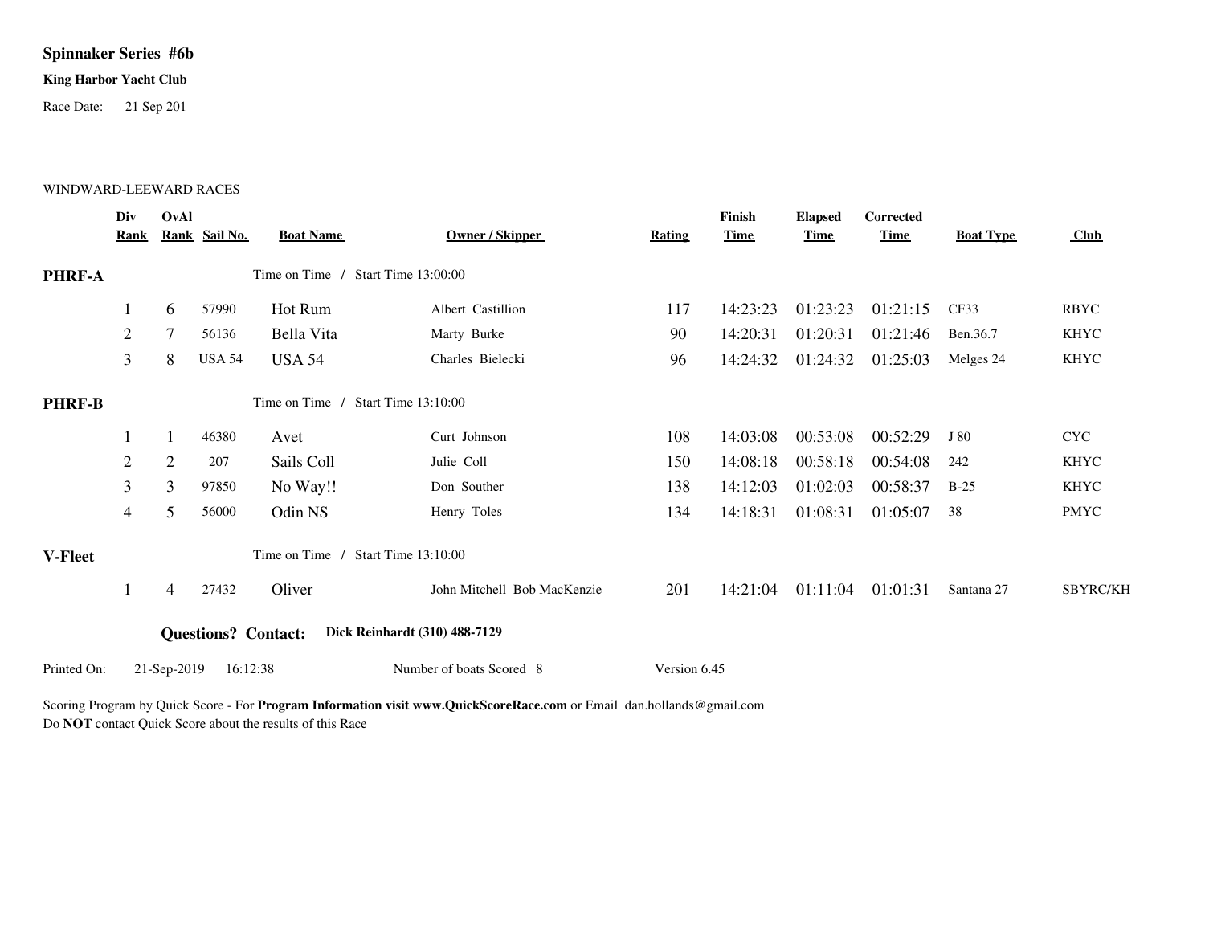**Spinnaker Series #6b**

**King Harbor Yacht Club**

Race Date: 21 Sep 201

WINDWARD-LEEWARD RACES

| | Div Rank | OvAl Rank | Sail No. | Boat Name | Owner / Skipper | Rating | Finish Time | Elapsed Time | Corrected Time | Boat Type | Club |
|---|---|---|---|---|---|---|---|---|---|---|---|
| **PHRF-A** | | | | Time on Time / Start Time 13:00:00 | | | | | | | |
| | 1 | 6 | 57990 | Hot Rum | Albert Castillion | 117 | 14:23:23 | 01:23:23 | 01:21:15 | CF33 | RBYC |
| | 2 | 7 | 56136 | Bella Vita | Marty Burke | 90 | 14:20:31 | 01:20:31 | 01:21:46 | Ben.36.7 | KHYC |
| | 3 | 8 | USA 54 | USA 54 | Charles Bielecki | 96 | 14:24:32 | 01:24:32 | 01:25:03 | Melges 24 | KHYC |
| **PHRF-B** | | | | Time on Time / Start Time 13:10:00 | | | | | | | |
| | 1 | 1 | 46380 | Avet | Curt Johnson | 108 | 14:03:08 | 00:53:08 | 00:52:29 | J 80 | CYC |
| | 2 | 2 | 207 | Sails Coll | Julie Coll | 150 | 14:08:18 | 00:58:18 | 00:54:08 | 242 | KHYC |
| | 3 | 3 | 97850 | No Way!! | Don Souther | 138 | 14:12:03 | 01:02:03 | 00:58:37 | B-25 | KHYC |
| | 4 | 5 | 56000 | Odin NS | Henry Toles | 134 | 14:18:31 | 01:08:31 | 01:05:07 | 38 | PMYC |
| **V-Fleet** | | | | Time on Time / Start Time 13:10:00 | | | | | | | |
| | 1 | 4 | 27432 | Oliver | John Mitchell Bob MacKenzie | 201 | 14:21:04 | 01:11:04 | 01:01:31 | Santana 27 | SBYRC/KH |

**Questions? Contact:** **Dick Reinhardt (310) 488-7129**

Printed On: 21-Sep-2019 16:12:38 Number of boats Scored 8 Version 6.45

Scoring Program by Quick Score - For **Program Information visit www.QuickScoreRace.com** or Email dan.hollands@gmail.com
Do **NOT** contact Quick Score about the results of this Race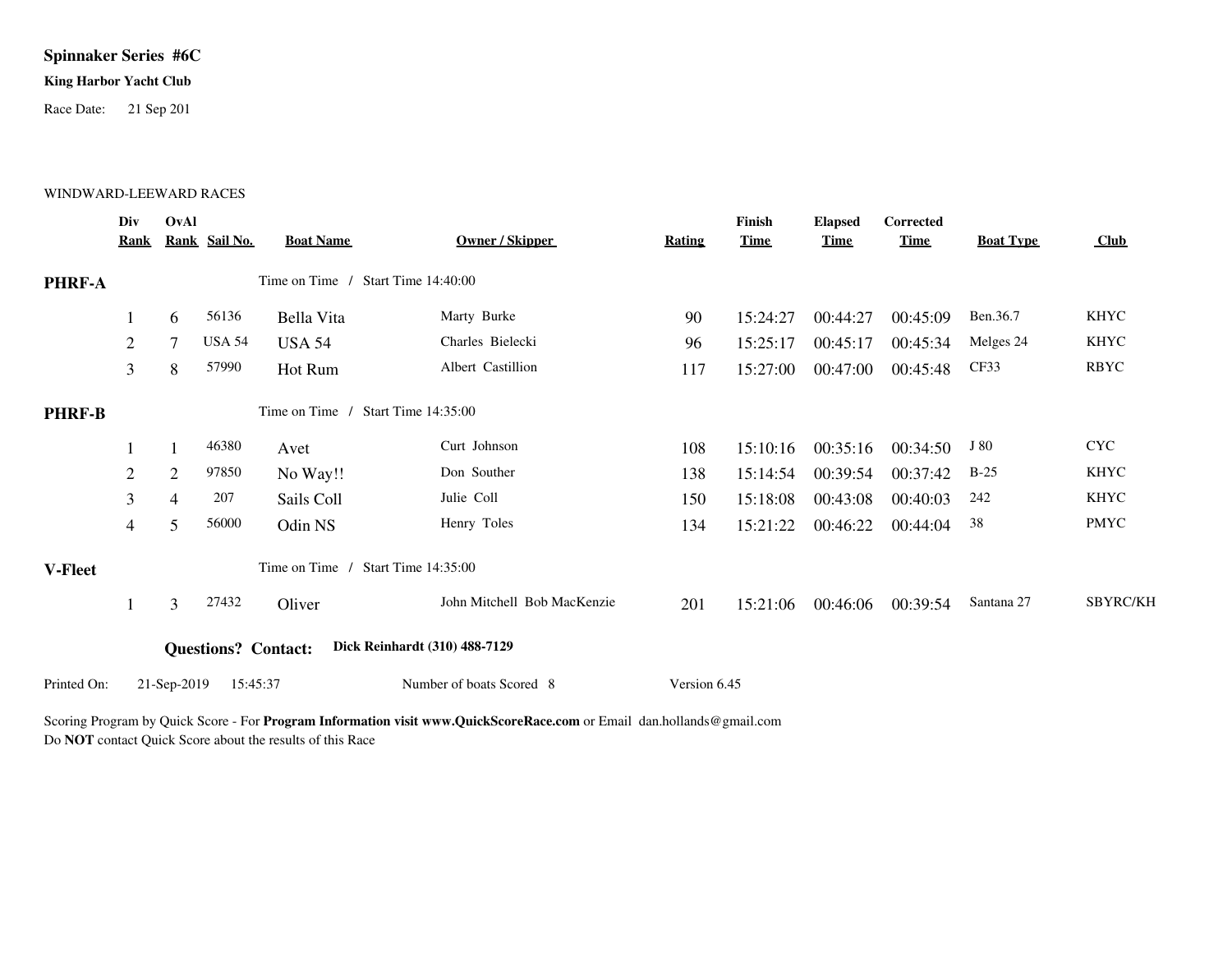**Spinnaker Series #6C**

**King Harbor Yacht Club**

Race Date: 21 Sep 201

WINDWARD-LEEWARD RACES

| | Div Rank | OvAl Rank | Sail No. | Boat Name | Owner / Skipper | Rating | Finish Time | Elapsed Time | Corrected Time | Boat Type | Club |
|---|---|---|---|---|---|---|---|---|---|---|---|
| **PHRF-A** | | | | Time on Time / Start Time 14:40:00 | | | | | | | |
| | 1 | 6 | 56136 | Bella Vita | Marty Burke | 90 | 15:24:27 | 00:44:27 | 00:45:09 | Ben.36.7 | KHYC |
| | 2 | 7 | USA 54 | USA 54 | Charles Bielecki | 96 | 15:25:17 | 00:45:17 | 00:45:34 | Melges 24 | KHYC |
| | 3 | 8 | 57990 | Hot Rum | Albert Castillion | 117 | 15:27:00 | 00:47:00 | 00:45:48 | CF33 | RBYC |
| **PHRF-B** | | | | Time on Time / Start Time 14:35:00 | | | | | | | |
| | 1 | 1 | 46380 | Avet | Curt Johnson | 108 | 15:10:16 | 00:35:16 | 00:34:50 | J 80 | CYC |
| | 2 | 2 | 97850 | No Way!! | Don Souther | 138 | 15:14:54 | 00:39:54 | 00:37:42 | B-25 | KHYC |
| | 3 | 4 | 207 | Sails Coll | Julie Coll | 150 | 15:18:08 | 00:43:08 | 00:40:03 | 242 | KHYC |
| | 4 | 5 | 56000 | Odin NS | Henry Toles | 134 | 15:21:22 | 00:46:22 | 00:44:04 | 38 | PMYC |
| **V-Fleet** | | | | Time on Time / Start Time 14:35:00 | | | | | | | |
| | 1 | 3 | 27432 | Oliver | John Mitchell Bob MacKenzie | 201 | 15:21:06 | 00:46:06 | 00:39:54 | Santana 27 | SBYRC/KH |

**Questions? Contact:** **Dick Reinhardt (310) 488-7129**

Printed On: 21-Sep-2019 15:45:37 Number of boats Scored 8 Version 6.45

Scoring Program by Quick Score - For **Program Information visit www.QuickScoreRace.com** or Email dan.hollands@gmail.com
Do **NOT** contact Quick Score about the results of this Race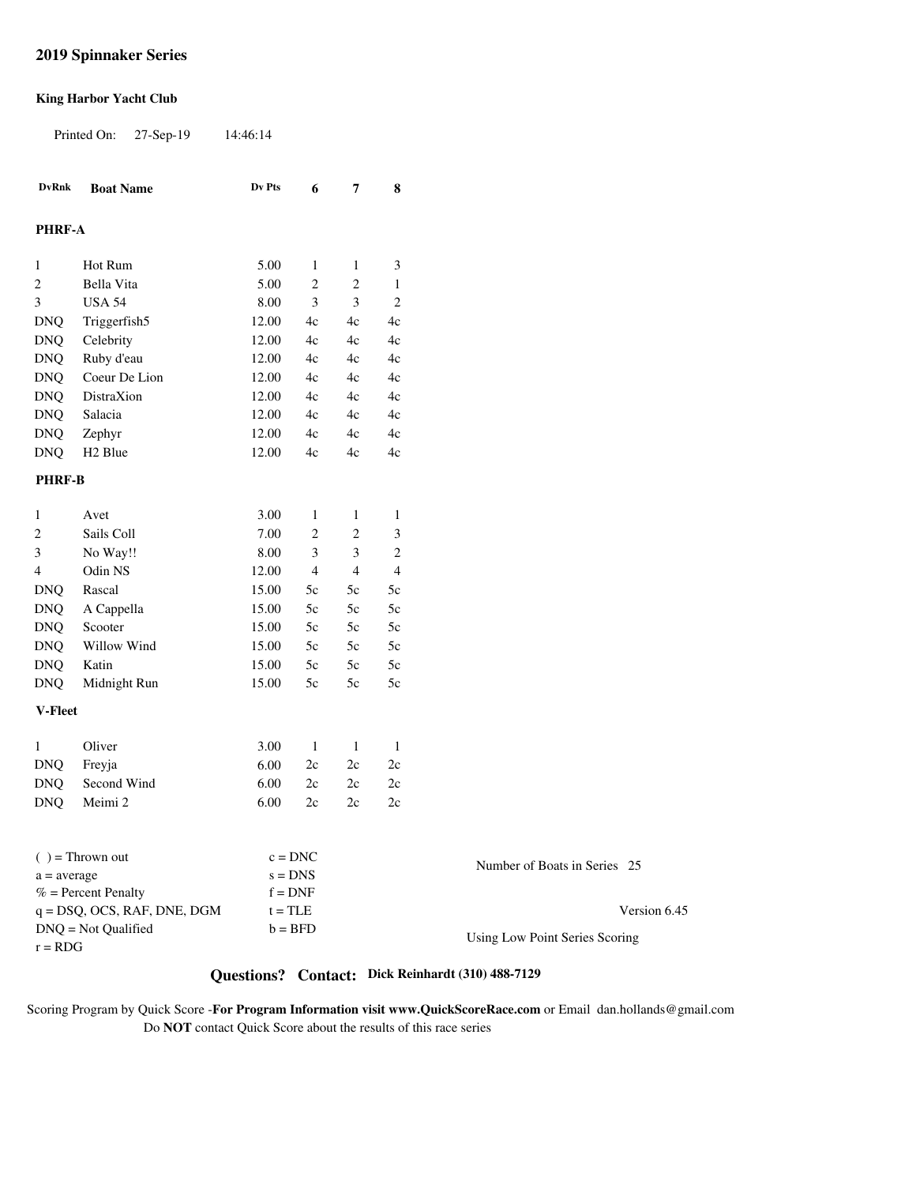## 2019 Spinnaker Series

### King Harbor Yacht Club

Printed On: 27-Sep-19 14:46:14

| DvRnk | Boat Name | Dv Pts | 6 | 7 | 8 |
|---|---|---|---|---|---|
| **PHRF-A** | | | | | |
| 1 | Hot Rum | 5.00 | 1 | 1 | 3 |
| 2 | Bella Vita | 5.00 | 2 | 2 | 1 |
| 3 | USA 54 | 8.00 | 3 | 3 | 2 |
| DNQ | Triggerfish5 | 12.00 | 4c | 4c | 4c |
| DNQ | Celebrity | 12.00 | 4c | 4c | 4c |
| DNQ | Ruby d'eau | 12.00 | 4c | 4c | 4c |
| DNQ | Coeur De Lion | 12.00 | 4c | 4c | 4c |
| DNQ | DistraXion | 12.00 | 4c | 4c | 4c |
| DNQ | Salacia | 12.00 | 4c | 4c | 4c |
| DNQ | Zephyr | 12.00 | 4c | 4c | 4c |
| DNQ | H2 Blue | 12.00 | 4c | 4c | 4c |
| **PHRF-B** | | | | | |
| 1 | Avet | 3.00 | 1 | 1 | 1 |
| 2 | Sails Coll | 7.00 | 2 | 2 | 3 |
| 3 | No Way!! | 8.00 | 3 | 3 | 2 |
| 4 | Odin NS | 12.00 | 4 | 4 | 4 |
| DNQ | Rascal | 15.00 | 5c | 5c | 5c |
| DNQ | A Cappella | 15.00 | 5c | 5c | 5c |
| DNQ | Scooter | 15.00 | 5c | 5c | 5c |
| DNQ | Willow Wind | 15.00 | 5c | 5c | 5c |
| DNQ | Katin | 15.00 | 5c | 5c | 5c |
| DNQ | Midnight Run | 15.00 | 5c | 5c | 5c |
| **V-Fleet** | | | | | |
| 1 | Oliver | 3.00 | 1 | 1 | 1 |
| DNQ | Freyja | 6.00 | 2c | 2c | 2c |
| DNQ | Second Wind | 6.00 | 2c | 2c | 2c |
| DNQ | Meimi 2 | 6.00 | 2c | 2c | 2c |

( ) = Thrown out
a = average
% = Percent Penalty
q = DSQ, OCS, RAF, DNE, DGM
DNQ = Not Qualified
r = RDG

c = DNC
s = DNS
f = DNF
t = TLE
b = BFD

Number of Boats in Series 25

Version 6.45

Using Low Point Series Scoring

**Questions? Contact: Dick Reinhardt (310) 488-7129**

Scoring Program by Quick Score -**For Program Information visit www.QuickScoreRace.com** or Email dan.hollands@gmail.com
Do **NOT** contact Quick Score about the results of this race series